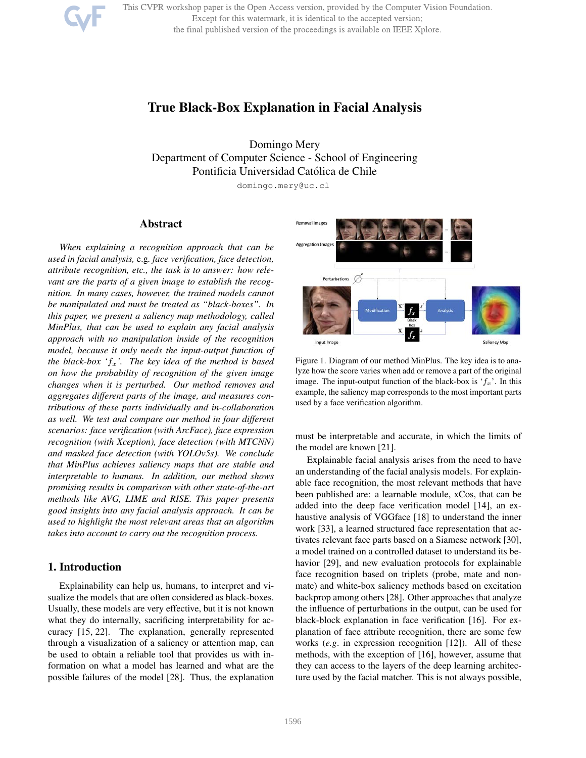# True Black-Box Explanation in Facial Analysis

Domingo Mery
Department of Computer Science - School of Engineering
Pontificia Universidad Católica de Chile
domingo.mery@uc.cl

## Abstract

*When explaining a recognition approach that can be used in facial analysis,* e.g. *face verification, face detection, attribute recognition, etc., the task is to answer: how relevant are the parts of a given image to establish the recognition. In many cases, however, the trained models cannot be manipulated and must be treated as "black-boxes". In this paper, we present a saliency map methodology, called MinPlus, that can be used to explain any facial analysis approach with no manipulation inside of the recognition model, because it only needs the input-output function of the black-box '$f_x$'. The key idea of the method is based on how the probability of recognition of the given image changes when it is perturbed. Our method removes and aggregates different parts of the image, and measures contributions of these parts individually and in-collaboration as well. We test and compare our method in four different scenarios: face verification (with ArcFace), face expression recognition (with Xception), face detection (with MTCNN) and masked face detection (with YOLOv5s). We conclude that MinPlus achieves saliency maps that are stable and interpretable to humans. In addition, our method shows promising results in comparison with other state-of-the-art methods like AVG, LIME and RISE. This paper presents good insights into any facial analysis approach. It can be used to highlight the most relevant areas that an algorithm takes into account to carry out the recognition process.*

## 1. Introduction

Explainability can help us, humans, to interpret and visualize the models that are often considered as black-boxes. Usually, these models are very effective, but it is not known what they do internally, sacrificing interpretability for accuracy [15, 22]. The explanation, generally represented through a visualization of a saliency or attention map, can be used to obtain a reliable tool that provides us with information on what a model has learned and what are the possible failures of the model [28]. Thus, the explanation must be interpretable and accurate, in which the limits of the model are known [21].

Figure 1. Diagram of our method MinPlus. The key idea is to analyze how the score varies when add or remove a part of the original image. The input-output function of the black-box is '$f_x$'. In this example, the saliency map corresponds to the most important parts used by a face verification algorithm.

Explainable facial analysis arises from the need to have an understanding of the facial analysis models. For explainable face recognition, the most relevant methods that have been published are: a learnable module, xCos, that can be added into the deep face verification model [14], an exhaustive analysis of VGGface [18] to understand the inner work [33], a learned structured face representation that activates relevant face parts based on a Siamese network [30], a model trained on a controlled dataset to understand its behavior [29], and new evaluation protocols for explainable face recognition based on triplets (probe, mate and nonmate) and white-box saliency methods based on excitation backprop among others [28]. Other approaches that analyze the influence of perturbations in the output, can be used for black-block explanation in face verification [16]. For explanation of face attribute recognition, there are some few works (*e.g.* in expression recognition [12]). All of these methods, with the exception of [16], however, assume that they can access to the layers of the deep learning architecture used by the facial matcher. This is not always possible,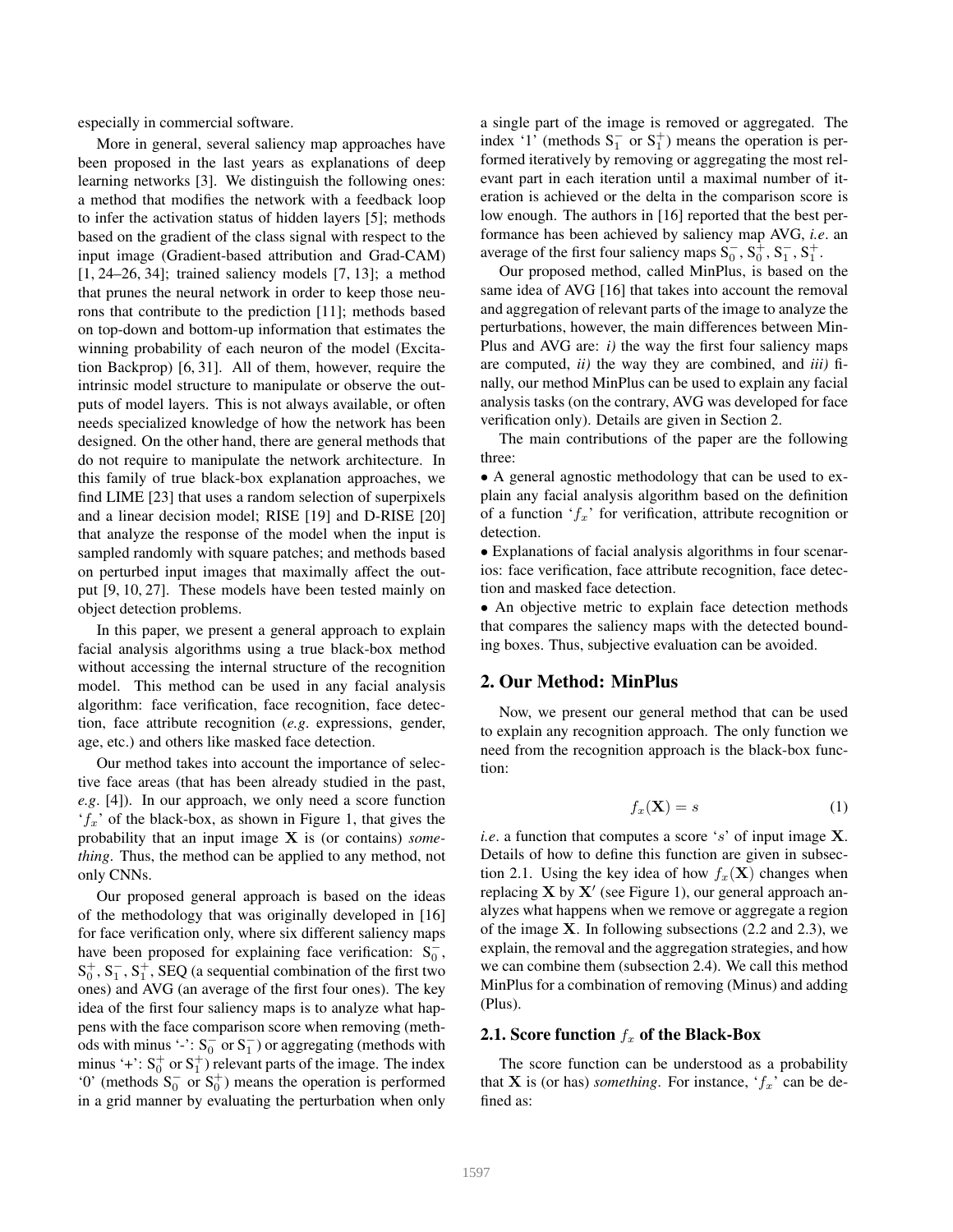especially in commercial software.

More in general, several saliency map approaches have been proposed in the last years as explanations of deep learning networks [3]. We distinguish the following ones: a method that modifies the network with a feedback loop to infer the activation status of hidden layers [5]; methods based on the gradient of the class signal with respect to the input image (Gradient-based attribution and Grad-CAM) [1, 24–26, 34]; trained saliency models [7, 13]; a method that prunes the neural network in order to keep those neurons that contribute to the prediction [11]; methods based on top-down and bottom-up information that estimates the winning probability of each neuron of the model (Excitation Backprop) [6, 31]. All of them, however, require the intrinsic model structure to manipulate or observe the outputs of model layers. This is not always available, or often needs specialized knowledge of how the network has been designed. On the other hand, there are general methods that do not require to manipulate the network architecture. In this family of true black-box explanation approaches, we find LIME [23] that uses a random selection of superpixels and a linear decision model; RISE [19] and D-RISE [20] that analyze the response of the model when the input is sampled randomly with square patches; and methods based on perturbed input images that maximally affect the output [9, 10, 27]. These models have been tested mainly on object detection problems.

In this paper, we present a general approach to explain facial analysis algorithms using a true black-box method without accessing the internal structure of the recognition model. This method can be used in any facial analysis algorithm: face verification, face recognition, face detection, face attribute recognition (*e.g*. expressions, gender, age, etc.) and others like masked face detection.

Our method takes into account the importance of selective face areas (that has been already studied in the past, *e.g*. [4]). In our approach, we only need a score function '$f_x$' of the black-box, as shown in Figure 1, that gives the probability that an input image $\mathbf{X}$ is (or contains) *something*. Thus, the method can be applied to any method, not only CNNs.

Our proposed general approach is based on the ideas of the methodology that was originally developed in [16] for face verification only, where six different saliency maps have been proposed for explaining face verification: $\mathrm{S}_0^-$, $\mathrm{S}_0^+$, $\mathrm{S}_1^-$, $\mathrm{S}_1^+$, SEQ (a sequential combination of the first two ones) and AVG (an average of the first four ones). The key idea of the first four saliency maps is to analyze what happens with the face comparison score when removing (methods with minus '-': $\mathrm{S}_0^-$ or $\mathrm{S}_1^-$) or aggregating (methods with minus '+': $\mathrm{S}_0^+$ or $\mathrm{S}_1^+$) relevant parts of the image. The index '0' (methods $\mathrm{S}_0^-$ or $\mathrm{S}_0^+$) means the operation is performed in a grid manner by evaluating the perturbation when only a single part of the image is removed or aggregated. The index '1' (methods $\mathrm{S}_1^-$ or $\mathrm{S}_1^+$) means the operation is performed iteratively by removing or aggregating the most relevant part in each iteration until a maximal number of iteration is achieved or the delta in the comparison score is low enough. The authors in [16] reported that the best performance has been achieved by saliency map AVG, *i.e*. an average of the first four saliency maps $\mathrm{S}_0^-$, $\mathrm{S}_0^+$, $\mathrm{S}_1^-$, $\mathrm{S}_1^+$.

Our proposed method, called MinPlus, is based on the same idea of AVG [16] that takes into account the removal and aggregation of relevant parts of the image to analyze the perturbations, however, the main differences between MinPlus and AVG are: *i)* the way the first four saliency maps are computed, *ii)* the way they are combined, and *iii)* finally, our method MinPlus can be used to explain any facial analysis tasks (on the contrary, AVG was developed for face verification only). Details are given in Section 2.

The main contributions of the paper are the following three:

- A general agnostic methodology that can be used to explain any facial analysis algorithm based on the definition of a function '$f_x$' for verification, attribute recognition or detection.
- Explanations of facial analysis algorithms in four scenarios: face verification, face attribute recognition, face detection and masked face detection.
- An objective metric to explain face detection methods that compares the saliency maps with the detected bounding boxes. Thus, subjective evaluation can be avoided.

## 2. Our Method: MinPlus

Now, we present our general method that can be used to explain any recognition approach. The only function we need from the recognition approach is the black-box function:

$$f_x(\mathbf{X}) = s \tag{1}$$

*i.e*. a function that computes a score '$s$' of input image $\mathbf{X}$. Details of how to define this function are given in subsection 2.1. Using the key idea of how $f_x(\mathbf{X})$ changes when replacing $\mathbf{X}$ by $\mathbf{X}'$ (see Figure 1), our general approach analyzes what happens when we remove or aggregate a region of the image $\mathbf{X}$. In following subsections (2.2 and 2.3), we explain, the removal and the aggregation strategies, and how we can combine them (subsection 2.4). We call this method MinPlus for a combination of removing (Minus) and adding (Plus).

### 2.1. Score function $f_x$ of the Black-Box

The score function can be understood as a probability that $\mathbf{X}$ is (or has) *something*. For instance, '$f_x$' can be defined as: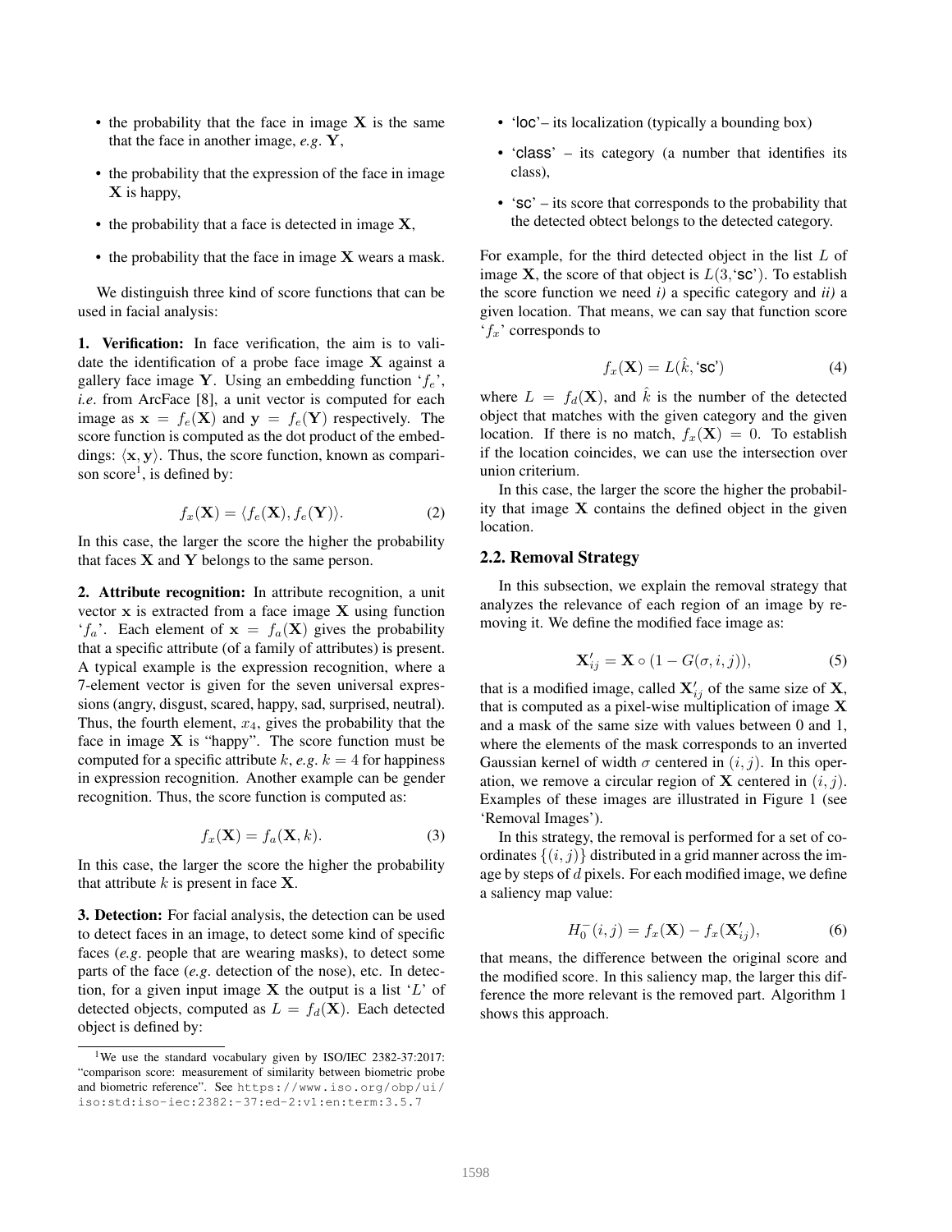- the probability that the face in image $\mathbf{X}$ is the same that the face in another image, *e.g.* $\mathbf{Y}$,
- the probability that the expression of the face in image $\mathbf{X}$ is happy,
- the probability that a face is detected in image $\mathbf{X}$,
- the probability that the face in image $\mathbf{X}$ wears a mask.

We distinguish three kind of score functions that can be used in facial analysis:

**1. Verification:** In face verification, the aim is to validate the identification of a probe face image $\mathbf{X}$ against a gallery face image $\mathbf{Y}$. Using an embedding function '$f_e$', *i.e.* from ArcFace [8], a unit vector is computed for each image as $\mathbf{x} = f_e(\mathbf{X})$ and $\mathbf{y} = f_e(\mathbf{Y})$ respectively. The score function is computed as the dot product of the embeddings: $\langle \mathbf{x}, \mathbf{y} \rangle$. Thus, the score function, known as comparison score[1], is defined by:

$$f_x(\mathbf{X}) = \langle f_e(\mathbf{X}), f_e(\mathbf{Y}) \rangle. \tag{2}$$

In this case, the larger the score the higher the probability that faces $\mathbf{X}$ and $\mathbf{Y}$ belongs to the same person.

**2. Attribute recognition:** In attribute recognition, a unit vector $\mathbf{x}$ is extracted from a face image $\mathbf{X}$ using function '$f_a$'. Each element of $\mathbf{x} = f_a(\mathbf{X})$ gives the probability that a specific attribute (of a family of attributes) is present. A typical example is the expression recognition, where a 7-element vector is given for the seven universal expressions (angry, disgust, scared, happy, sad, surprised, neutral). Thus, the fourth element, $x_4$, gives the probability that the face in image $\mathbf{X}$ is "happy". The score function must be computed for a specific attribute $k$, *e.g.* $k = 4$ for happiness in expression recognition. Another example can be gender recognition. Thus, the score function is computed as:

$$f_x(\mathbf{X}) = f_a(\mathbf{X}, k). \tag{3}$$

In this case, the larger the score the higher the probability that attribute $k$ is present in face $\mathbf{X}$.

**3. Detection:** For facial analysis, the detection can be used to detect faces in an image, to detect some kind of specific faces (*e.g.* people that are wearing masks), to detect some parts of the face (*e.g.* detection of the nose), etc. In detection, for a given input image $\mathbf{X}$ the output is a list '$L$' of detected objects, computed as $L = f_d(\mathbf{X})$. Each detected object is defined by:

- 'loc'– its localization (typically a bounding box)
- 'class' – its category (a number that identifies its class),
- 'sc' – its score that corresponds to the probability that the detected obtect belongs to the detected category.

For example, for the third detected object in the list $L$ of image $\mathbf{X}$, the score of that object is $L(3, \text{'sc'})$. To establish the score function we need *i)* a specific category and *ii)* a given location. That means, we can say that function score '$f_x$' corresponds to

$$f_x(\mathbf{X}) = L(\hat{k}, \text{'sc'}) \tag{4}$$

where $L = f_d(\mathbf{X})$, and $\hat{k}$ is the number of the detected object that matches with the given category and the given location. If there is no match, $f_x(\mathbf{X}) = 0$. To establish if the location coincides, we can use the intersection over union criterium.

In this case, the larger the score the higher the probability that image $\mathbf{X}$ contains the defined object in the given location.

## 2.2. Removal Strategy

In this subsection, we explain the removal strategy that analyzes the relevance of each region of an image by removing it. We define the modified face image as:

$$\mathbf{X}'_{ij} = \mathbf{X} \circ (1 - G(\sigma, i, j)), \tag{5}$$

that is a modified image, called $\mathbf{X}'_{ij}$ of the same size of $\mathbf{X}$, that is computed as a pixel-wise multiplication of image $\mathbf{X}$ and a mask of the same size with values between 0 and 1, where the elements of the mask corresponds to an inverted Gaussian kernel of width $\sigma$ centered in $(i, j)$. In this operation, we remove a circular region of $\mathbf{X}$ centered in $(i, j)$. Examples of these images are illustrated in Figure 1 (see 'Removal Images').

In this strategy, the removal is performed for a set of coordinates $\{(i, j)\}$ distributed in a grid manner across the image by steps of $d$ pixels. For each modified image, we define a saliency map value:

$$H_0^-(i, j) = f_x(\mathbf{X}) - f_x(\mathbf{X}'_{ij}), \tag{6}$$

that means, the difference between the original score and the modified score. In this saliency map, the larger this difference the more relevant is the removed part. Algorithm 1 shows this approach.

[1] We use the standard vocabulary given by ISO/IEC 2382-37:2017: "comparison score: measurement of similarity between biometric probe and biometric reference". See https://www.iso.org/obp/ui/iso:std:iso-iec:2382:-37:ed-2:v1:en:term:3.5.7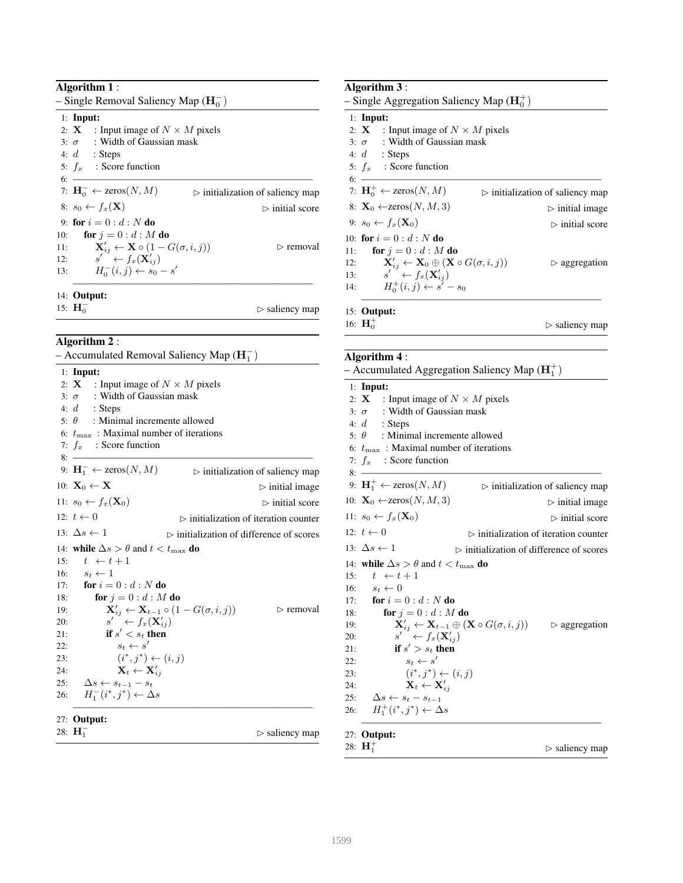**Algorithm 1** :
– Single Removal Saliency Map ($\mathbf{H}_0^-$)

```
1: Input:
2: X    : Input image of N × M pixels
3: σ    : Width of Gaussian mask
4: d    : Steps
5: f_x  : Score function
6: ——————————————————————————————
7: H_0^- ← zeros(N, M)              ▷ initialization of saliency map
8: s_0 ← f_x(X)                     ▷ initial score
9: for i = 0 : d : N do
10:    for j = 0 : d : M do
11:        X'_ij ← X ∘ (1 − G(σ, i, j))        ▷ removal
12:        s' ← f_x(X'_ij)
13:        H_0^-(i, j) ← s_0 − s'
14: Output:
15: H_0^-                            ▷ saliency map
```

**Algorithm 2** :
– Accumulated Removal Saliency Map ($\mathbf{H}_1^-$)

```
1: Input:
2: X      : Input image of N × M pixels
3: σ      : Width of Gaussian mask
4: d      : Steps
5: θ      : Minimal incremente allowed
6: t_max  : Maximal number of iterations
7: f_x    : Score function
8: ——————————————————————————————
9: H_1^- ← zeros(N, M)              ▷ initialization of saliency map
10: X_0 ← X                         ▷ initial image
11: s_0 ← f_x(X_0)                  ▷ initial score
12: t ← 0                           ▷ initialization of iteration counter
13: Δs ← 1                          ▷ initialization of difference of scores
14: while Δs > θ and t < t_max do
15:    t ← t + 1
16:    s_t ← 1
17:    for i = 0 : d : N do
18:        for j = 0 : d : M do
19:            X'_ij ← X_{t−1} ∘ (1 − G(σ, i, j))     ▷ removal
20:            s' ← f_x(X'_ij)
21:            if s' < s_t then
22:                s_t ← s'
23:                (i*, j*) ← (i, j)
24:                X_t ← X'_ij
25:    Δs ← s_{t−1} − s_t
26:    H_1^-(i*, j*) ← Δs
27: Output:
28: H_1^-                            ▷ saliency map
```

**Algorithm 3** :
– Single Aggregation Saliency Map ($\mathbf{H}_0^+$)

```
1: Input:
2: X    : Input image of N × M pixels
3: σ    : Width of Gaussian mask
4: d    : Steps
5: f_x  : Score function
6: ——————————————————————————————
7: H_0^+ ← zeros(N, M)              ▷ initialization of saliency map
8: X_0 ← zeros(N, M, 3)             ▷ initial image
9: s_0 ← f_x(X_0)                   ▷ initial score
10: for i = 0 : d : N do
11:    for j = 0 : d : M do
12:        X'_ij ← X_0 ⊕ (X ∘ G(σ, i, j))      ▷ aggregation
13:        s' ← f_x(X'_ij)
14:        H_0^+(i, j) ← s' − s_0
15: Output:
16: H_0^+                            ▷ saliency map
```

**Algorithm 4** :
– Accumulated Aggregation Saliency Map ($\mathbf{H}_1^+$)

```
1: Input:
2: X      : Input image of N × M pixels
3: σ      : Width of Gaussian mask
4: d      : Steps
5: θ      : Minimal incremente allowed
6: t_max  : Maximal number of iterations
7: f_x    : Score function
8: ——————————————————————————————
9: H_1^+ ← zeros(N, M)              ▷ initialization of saliency map
10: X_0 ← zeros(N, M, 3)            ▷ initial image
11: s_0 ← f_x(X_0)                  ▷ initial score
12: t ← 0                           ▷ initialization of iteration counter
13: Δs ← 1                          ▷ initialization of difference of scores
14: while Δs > θ and t < t_max do
15:    t ← t + 1
16:    s_t ← 0
17:    for i = 0 : d : N do
18:        for j = 0 : d : M do
19:            X'_ij ← X_{t−1} ⊕ (X ∘ G(σ, i, j))     ▷ aggregation
20:            s' ← f_x(X'_ij)
21:            if s' > s_t then
22:                s_t ← s'
23:                (i*, j*) ← (i, j)
24:                X_t ← X'_ij
25:    Δs ← s_t − s_{t−1}
26:    H_1^+(i*, j*) ← Δs
27: Output:
28: H_1^+                            ▷ saliency map
```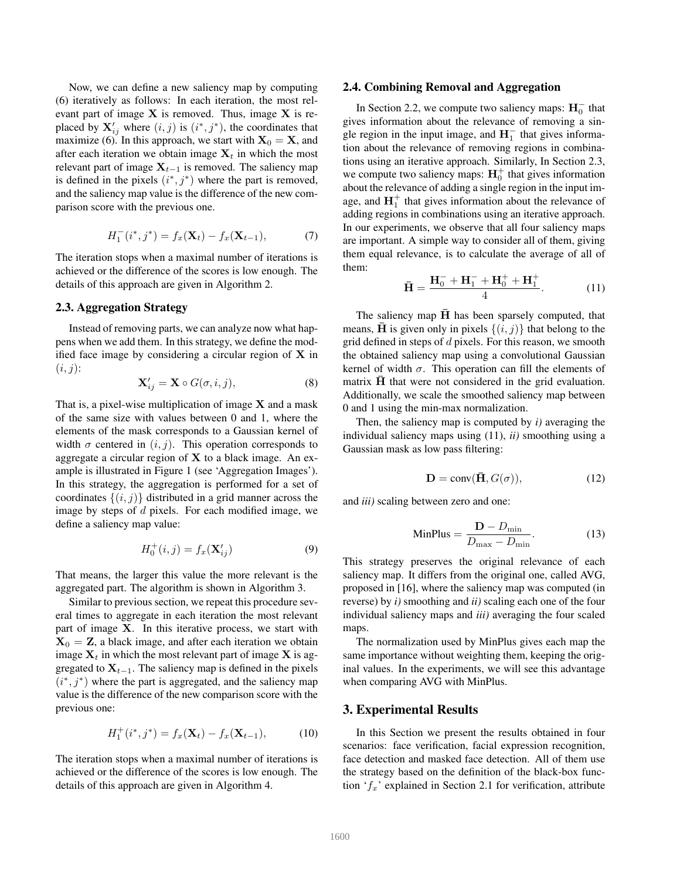Now, we can define a new saliency map by computing (6) iteratively as follows: In each iteration, the most relevant part of image $\mathbf{X}$ is removed. Thus, image $\mathbf{X}$ is replaced by $\mathbf{X}'_{ij}$ where $(i, j)$ is $(i^*, j^*)$, the coordinates that maximize (6). In this approach, we start with $\mathbf{X}_0 = \mathbf{X}$, and after each iteration we obtain image $\mathbf{X}_t$ in which the most relevant part of image $\mathbf{X}_{t-1}$ is removed. The saliency map is defined in the pixels $(i^*, j^*)$ where the part is removed, and the saliency map value is the difference of the new comparison score with the previous one.

$$H_1^-(i^*, j^*) = f_x(\mathbf{X}_t) - f_x(\mathbf{X}_{t-1}), \tag{7}$$

The iteration stops when a maximal number of iterations is achieved or the difference of the scores is low enough. The details of this approach are given in Algorithm 2.

### 2.3. Aggregation Strategy

Instead of removing parts, we can analyze now what happens when we add them. In this strategy, we define the modified face image by considering a circular region of $\mathbf{X}$ in $(i, j)$:

$$\mathbf{X}'_{ij} = \mathbf{X} \circ G(\sigma, i, j), \tag{8}$$

That is, a pixel-wise multiplication of image $\mathbf{X}$ and a mask of the same size with values between 0 and 1, where the elements of the mask corresponds to a Gaussian kernel of width $\sigma$ centered in $(i, j)$. This operation corresponds to aggregate a circular region of $\mathbf{X}$ to a black image. An example is illustrated in Figure 1 (see 'Aggregation Images'). In this strategy, the aggregation is performed for a set of coordinates $\{(i, j)\}$ distributed in a grid manner across the image by steps of $d$ pixels. For each modified image, we define a saliency map value:

$$H_0^+(i, j) = f_x(\mathbf{X}'_{ij}) \tag{9}$$

That means, the larger this value the more relevant is the aggregated part. The algorithm is shown in Algorithm 3.

Similar to previous section, we repeat this procedure several times to aggregate in each iteration the most relevant part of image $\mathbf{X}$. In this iterative process, we start with $\mathbf{X}_0 = \mathbf{Z}$, a black image, and after each iteration we obtain image $\mathbf{X}_t$ in which the most relevant part of image $\mathbf{X}$ is aggregated to $\mathbf{X}_{t-1}$. The saliency map is defined in the pixels $(i^*, j^*)$ where the part is aggregated, and the saliency map value is the difference of the new comparison score with the previous one:

$$H_1^+(i^*, j^*) = f_x(\mathbf{X}_t) - f_x(\mathbf{X}_{t-1}), \tag{10}$$

The iteration stops when a maximal number of iterations is achieved or the difference of the scores is low enough. The details of this approach are given in Algorithm 4.

### 2.4. Combining Removal and Aggregation

In Section 2.2, we compute two saliency maps: $\mathbf{H}_0^-$ that gives information about the relevance of removing a single region in the input image, and $\mathbf{H}_1^-$ that gives information about the relevance of removing regions in combinations using an iterative approach. Similarly, In Section 2.3, we compute two saliency maps: $\mathbf{H}_0^+$ that gives information about the relevance of adding a single region in the input image, and $\mathbf{H}_1^+$ that gives information about the relevance of adding regions in combinations using an iterative approach. In our experiments, we observe that all four saliency maps are important. A simple way to consider all of them, giving them equal relevance, is to calculate the average of all of them:

$$\bar{\mathbf{H}} = \frac{\mathbf{H}_0^- + \mathbf{H}_1^- + \mathbf{H}_0^+ + \mathbf{H}_1^+}{4}. \tag{11}$$

The saliency map $\bar{\mathbf{H}}$ has been sparsely computed, that means, $\bar{\mathbf{H}}$ is given only in pixels $\{(i, j)\}$ that belong to the grid defined in steps of $d$ pixels. For this reason, we smooth the obtained saliency map using a convolutional Gaussian kernel of width $\sigma$. This operation can fill the elements of matrix $\bar{\mathbf{H}}$ that were not considered in the grid evaluation. Additionally, we scale the smoothed saliency map between 0 and 1 using the min-max normalization.

Then, the saliency map is computed by *i)* averaging the individual saliency maps using (11), *ii)* smoothing using a Gaussian mask as low pass filtering:

$$\mathbf{D} = \text{conv}(\bar{\mathbf{H}}, G(\sigma)), \tag{12}$$

and *iii)* scaling between zero and one:

$$\text{MinPlus} = \frac{\mathbf{D} - D_{\min}}{D_{\max} - D_{\min}}. \tag{13}$$

This strategy preserves the original relevance of each saliency map. It differs from the original one, called AVG, proposed in [16], where the saliency map was computed (in reverse) by *i)* smoothing and *ii)* scaling each one of the four individual saliency maps and *iii)* averaging the four scaled maps.

The normalization used by MinPlus gives each map the same importance without weighting them, keeping the original values. In the experiments, we will see this advantage when comparing AVG with MinPlus.

## 3. Experimental Results

In this Section we present the results obtained in four scenarios: face verification, facial expression recognition, face detection and masked face detection. All of them use the strategy based on the definition of the black-box function '$f_x$' explained in Section 2.1 for verification, attribute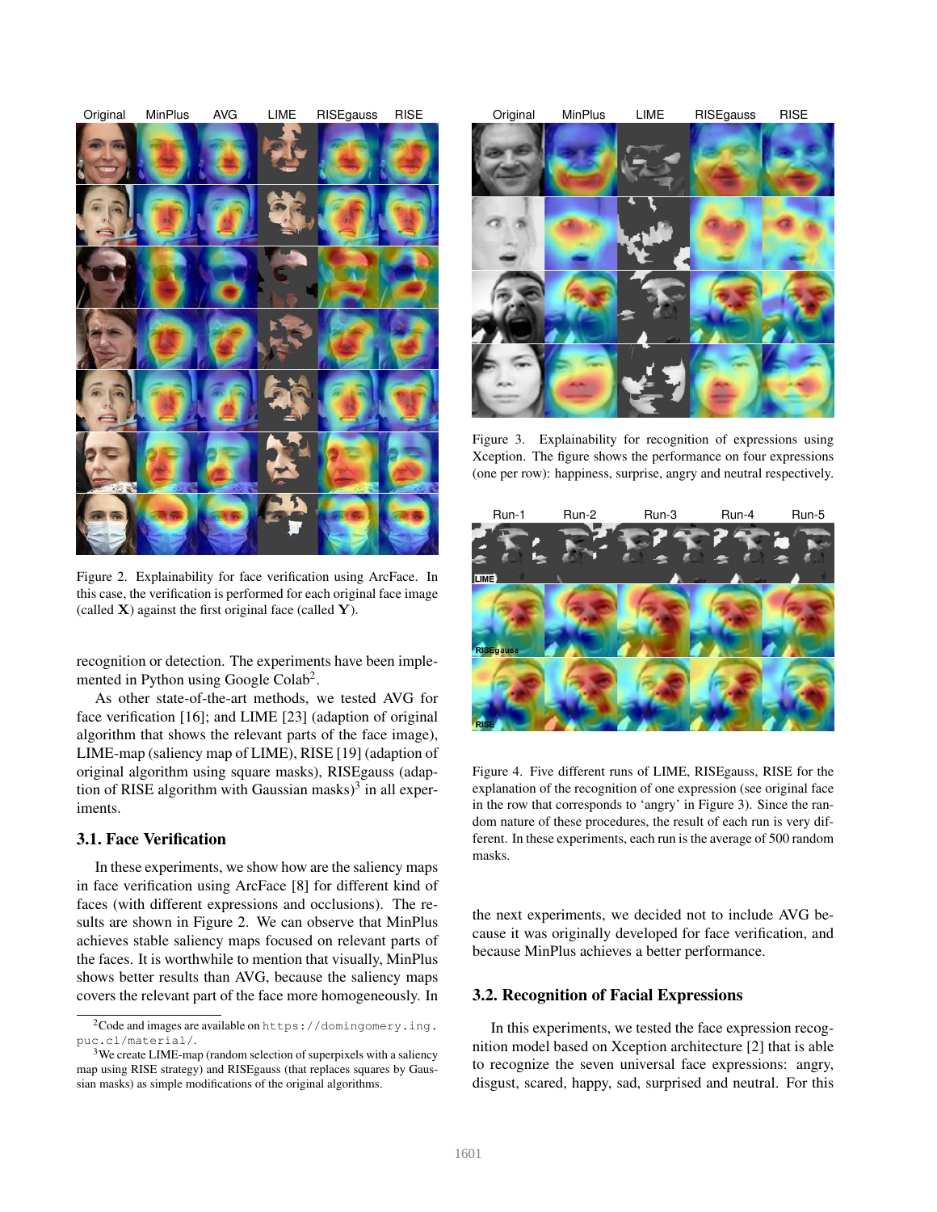Figure 2. Explainability for face verification using ArcFace. In this case, the verification is performed for each original face image (called $\mathbf{X}$) against the first original face (called $\mathbf{Y}$).

recognition or detection. The experiments have been implemented in Python using Google Colab[2].

As other state-of-the-art methods, we tested AVG for face verification [16]; and LIME [23] (adaption of original algorithm that shows the relevant parts of the face image), LIME-map (saliency map of LIME), RISE [19] (adaption of original algorithm using square masks), RISEgauss (adaption of RISE algorithm with Gaussian masks)[3] in all experiments.

### 3.1. Face Verification

In these experiments, we show how are the saliency maps in face verification using ArcFace [8] for different kind of faces (with different expressions and occlusions). The results are shown in Figure 2. We can observe that MinPlus achieves stable saliency maps focused on relevant parts of the faces. It is worthwhile to mention that visually, MinPlus shows better results than AVG, because the saliency maps covers the relevant part of the face more homogeneously. In the next experiments, we decided not to include AVG because it was originally developed for face verification, and because MinPlus achieves a better performance.

Figure 3. Explainability for recognition of expressions using Xception. The figure shows the performance on four expressions (one per row): happiness, surprise, angry and neutral respectively.

Figure 4. Five different runs of LIME, RISEgauss, RISE for the explanation of the recognition of one expression (see original face in the row that corresponds to 'angry' in Figure 3). Since the random nature of these procedures, the result of each run is very different. In these experiments, each run is the average of 500 random masks.

### 3.2. Recognition of Facial Expressions

In this experiments, we tested the face expression recognition model based on Xception architecture [2] that is able to recognize the seven universal face expressions: angry, disgust, scared, happy, sad, surprised and neutral. For this

[2] Code and images are available on `https://domingomery.ing.puc.cl/material/`.

[3] We create LIME-map (random selection of superpixels with a saliency map using RISE strategy) and RISEgauss (that replaces squares by Gaussian masks) as simple modifications of the original algorithms.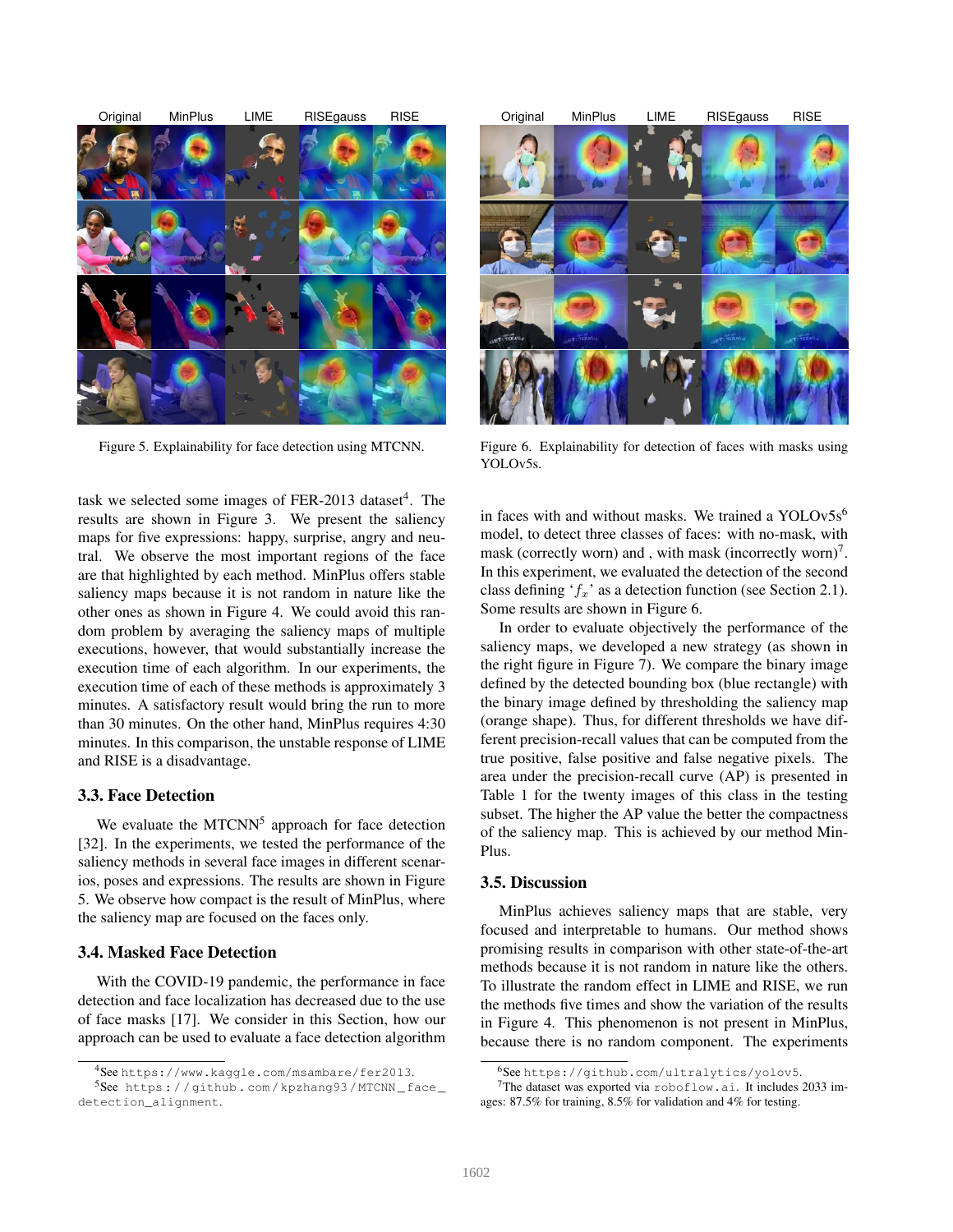Original MinPlus LIME RISEgauss RISE

Figure 5. Explainability for face detection using MTCNN.

Original MinPlus LIME RISEgauss RISE

Figure 6. Explainability for detection of faces with masks using YOLOv5s.

task we selected some images of FER-2013 dataset[4]. The results are shown in Figure 3. We present the saliency maps for five expressions: happy, surprise, angry and neutral. We observe the most important regions of the face are that highlighted by each method. MinPlus offers stable saliency maps because it is not random in nature like the other ones as shown in Figure 4. We could avoid this random problem by averaging the saliency maps of multiple executions, however, that would substantially increase the execution time of each algorithm. In our experiments, the execution time of each of these methods is approximately 3 minutes. A satisfactory result would bring the run to more than 30 minutes. On the other hand, MinPlus requires 4:30 minutes. In this comparison, the unstable response of LIME and RISE is a disadvantage.

### 3.3. Face Detection

We evaluate the MTCNN[5] approach for face detection [32]. In the experiments, we tested the performance of the saliency methods in several face images in different scenarios, poses and expressions. The results are shown in Figure 5. We observe how compact is the result of MinPlus, where the saliency map are focused on the faces only.

### 3.4. Masked Face Detection

With the COVID-19 pandemic, the performance in face detection and face localization has decreased due to the use of face masks [17]. We consider in this Section, how our approach can be used to evaluate a face detection algorithm in faces with and without masks. We trained a YOLOv5s[6] model, to detect three classes of faces: with no-mask, with mask (correctly worn) and , with mask (incorrectly worn)[7]. In this experiment, we evaluated the detection of the second class defining '$f_x$' as a detection function (see Section 2.1). Some results are shown in Figure 6.

In order to evaluate objectively the performance of the saliency maps, we developed a new strategy (as shown in the right figure in Figure 7). We compare the binary image defined by the detected bounding box (blue rectangle) with the binary image defined by thresholding the saliency map (orange shape). Thus, for different thresholds we have different precision-recall values that can be computed from the true positive, false positive and false negative pixels. The area under the precision-recall curve (AP) is presented in Table 1 for the twenty images of this class in the testing subset. The higher the AP value the better the compactness of the saliency map. This is achieved by our method MinPlus.

### 3.5. Discussion

MinPlus achieves saliency maps that are stable, very focused and interpretable to humans. Our method shows promising results in comparison with other state-of-the-art methods because it is not random in nature like the others. To illustrate the random effect in LIME and RISE, we run the methods five times and show the variation of the results in Figure 4. This phenomenon is not present in MinPlus, because there is no random component. The experiments

[4] See https://www.kaggle.com/msambare/fer2013.

[5] See https://github.com/kpzhang93/MTCNN_face_detection_alignment.

[6] See https://github.com/ultralytics/yolov5.

[7] The dataset was exported via roboflow.ai. It includes 2033 images: 87.5% for training, 8.5% for validation and 4% for testing.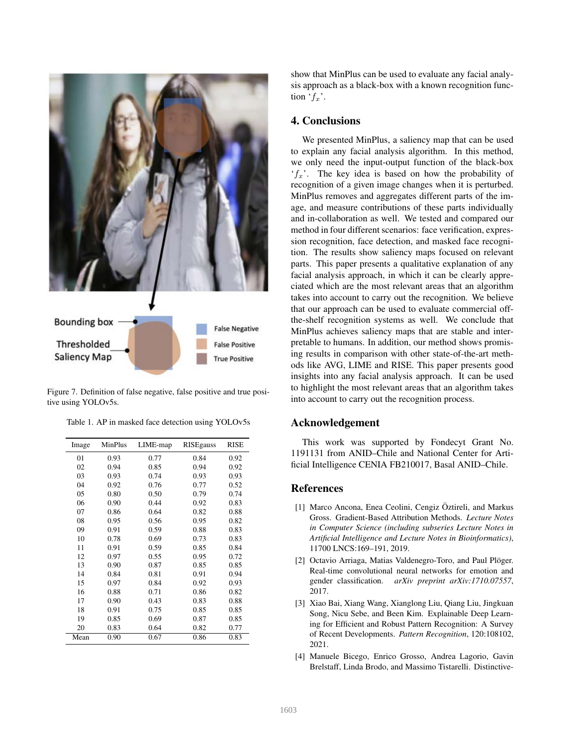Figure 7. Definition of false negative, false positive and true positive using YOLOv5s.

Table 1. AP in masked face detection using YOLOv5s

| Image | MinPlus | LIME-map | RISEgauss | RISE |
|---|---|---|---|---|
| 01 | 0.93 | 0.77 | 0.84 | 0.92 |
| 02 | 0.94 | 0.85 | 0.94 | 0.92 |
| 03 | 0.93 | 0.74 | 0.93 | 0.93 |
| 04 | 0.92 | 0.76 | 0.77 | 0.52 |
| 05 | 0.80 | 0.50 | 0.79 | 0.74 |
| 06 | 0.90 | 0.44 | 0.92 | 0.83 |
| 07 | 0.86 | 0.64 | 0.82 | 0.88 |
| 08 | 0.95 | 0.56 | 0.95 | 0.82 |
| 09 | 0.91 | 0.59 | 0.88 | 0.83 |
| 10 | 0.78 | 0.69 | 0.73 | 0.83 |
| 11 | 0.91 | 0.59 | 0.85 | 0.84 |
| 12 | 0.97 | 0.55 | 0.95 | 0.72 |
| 13 | 0.90 | 0.87 | 0.85 | 0.85 |
| 14 | 0.84 | 0.81 | 0.91 | 0.94 |
| 15 | 0.97 | 0.84 | 0.92 | 0.93 |
| 16 | 0.88 | 0.71 | 0.86 | 0.82 |
| 17 | 0.90 | 0.43 | 0.83 | 0.88 |
| 18 | 0.91 | 0.75 | 0.85 | 0.85 |
| 19 | 0.85 | 0.69 | 0.87 | 0.85 |
| 20 | 0.83 | 0.64 | 0.82 | 0.77 |
| Mean | 0.90 | 0.67 | 0.86 | 0.83 |

show that MinPlus can be used to evaluate any facial analysis approach as a black-box with a known recognition function '$f_x$'.

## 4. Conclusions

We presented MinPlus, a saliency map that can be used to explain any facial analysis algorithm. In this method, we only need the input-output function of the black-box '$f_x$'. The key idea is based on how the probability of recognition of a given image changes when it is perturbed. MinPlus removes and aggregates different parts of the image, and measure contributions of these parts individually and in-collaboration as well. We tested and compared our method in four different scenarios: face verification, expression recognition, face detection, and masked face recognition. The results show saliency maps focused on relevant parts. This paper presents a qualitative explanation of any facial analysis approach, in which it can be clearly appreciated which are the most relevant areas that an algorithm takes into account to carry out the recognition. We believe that our approach can be used to evaluate commercial off-the-shelf recognition systems as well. We conclude that MinPlus achieves saliency maps that are stable and interpretable to humans. In addition, our method shows promising results in comparison with other state-of-the-art methods like AVG, LIME and RISE. This paper presents good insights into any facial analysis approach. It can be used to highlight the most relevant areas that an algorithm takes into account to carry out the recognition process.

## Acknowledgement

This work was supported by Fondecyt Grant No. 1191131 from ANID–Chile and National Center for Artificial Intelligence CENIA FB210017, Basal ANID–Chile.

## References

[1] Marco Ancona, Enea Ceolini, Cengiz Öztireli, and Markus Gross. Gradient-Based Attribution Methods. *Lecture Notes in Computer Science (including subseries Lecture Notes in Artificial Intelligence and Lecture Notes in Bioinformatics)*, 11700 LNCS:169–191, 2019.

[2] Octavio Arriaga, Matias Valdenegro-Toro, and Paul Plöger. Real-time convolutional neural networks for emotion and gender classification. *arXiv preprint arXiv:1710.07557*, 2017.

[3] Xiao Bai, Xiang Wang, Xianglong Liu, Qiang Liu, Jingkuan Song, Nicu Sebe, and Been Kim. Explainable Deep Learning for Efficient and Robust Pattern Recognition: A Survey of Recent Developments. *Pattern Recognition*, 120:108102, 2021.

[4] Manuele Bicego, Enrico Grosso, Andrea Lagorio, Gavin Brelstaff, Linda Brodo, and Massimo Tistarelli. Distinctive-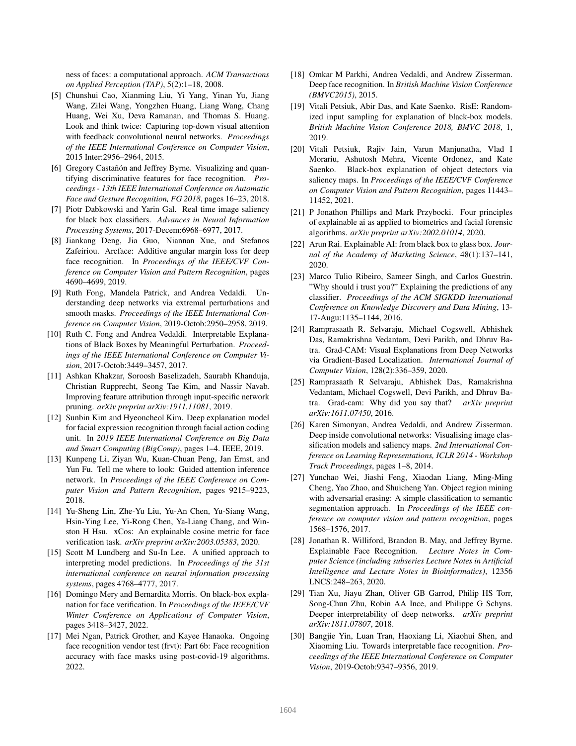ness of faces: a computational approach. *ACM Transactions on Applied Perception (TAP)*, 5(2):1–18, 2008.

[5] Chunshui Cao, Xianming Liu, Yi Yang, Yinan Yu, Jiang Wang, Zilei Wang, Yongzhen Huang, Liang Wang, Chang Huang, Wei Xu, Deva Ramanan, and Thomas S. Huang. Look and think twice: Capturing top-down visual attention with feedback convolutional neural networks. *Proceedings of the IEEE International Conference on Computer Vision*, 2015 Inter:2956–2964, 2015.

[6] Gregory Castañón and Jeffrey Byrne. Visualizing and quantifying discriminative features for face recognition. *Proceedings - 13th IEEE International Conference on Automatic Face and Gesture Recognition, FG 2018*, pages 16–23, 2018.

[7] Piotr Dabkowski and Yarin Gal. Real time image saliency for black box classifiers. *Advances in Neural Information Processing Systems*, 2017-Decem:6968–6977, 2017.

[8] Jiankang Deng, Jia Guo, Niannan Xue, and Stefanos Zafeiriou. Arcface: Additive angular margin loss for deep face recognition. In *Proceedings of the IEEE/CVF Conference on Computer Vision and Pattern Recognition*, pages 4690–4699, 2019.

[9] Ruth Fong, Mandela Patrick, and Andrea Vedaldi. Understanding deep networks via extremal perturbations and smooth masks. *Proceedings of the IEEE International Conference on Computer Vision*, 2019-Octob:2950–2958, 2019.

[10] Ruth C. Fong and Andrea Vedaldi. Interpretable Explanations of Black Boxes by Meaningful Perturbation. *Proceedings of the IEEE International Conference on Computer Vision*, 2017-Octob:3449–3457, 2017.

[11] Ashkan Khakzar, Soroosh Baselizadeh, Saurabh Khanduja, Christian Rupprecht, Seong Tae Kim, and Nassir Navab. Improving feature attribution through input-specific network pruning. *arXiv preprint arXiv:1911.11081*, 2019.

[12] Sunbin Kim and Hyeoncheol Kim. Deep explanation model for facial expression recognition through facial action coding unit. In *2019 IEEE International Conference on Big Data and Smart Computing (BigComp)*, pages 1–4. IEEE, 2019.

[13] Kunpeng Li, Ziyan Wu, Kuan-Chuan Peng, Jan Ernst, and Yun Fu. Tell me where to look: Guided attention inference network. In *Proceedings of the IEEE Conference on Computer Vision and Pattern Recognition*, pages 9215–9223, 2018.

[14] Yu-Sheng Lin, Zhe-Yu Liu, Yu-An Chen, Yu-Siang Wang, Hsin-Ying Lee, Yi-Rong Chen, Ya-Liang Chang, and Winston H Hsu. xCos: An explainable cosine metric for face verification task. *arXiv preprint arXiv:2003.05383*, 2020.

[15] Scott M Lundberg and Su-In Lee. A unified approach to interpreting model predictions. In *Proceedings of the 31st international conference on neural information processing systems*, pages 4768–4777, 2017.

[16] Domingo Mery and Bernardita Morris. On black-box explanation for face verification. In *Proceedings of the IEEE/CVF Winter Conference on Applications of Computer Vision*, pages 3418–3427, 2022.

[17] Mei Ngan, Patrick Grother, and Kayee Hanaoka. Ongoing face recognition vendor test (frvt): Part 6b: Face recognition accuracy with face masks using post-covid-19 algorithms. 2022.

[18] Omkar M Parkhi, Andrea Vedaldi, and Andrew Zisserman. Deep face recognition. In *British Machine Vision Conference (BMVC2015)*, 2015.

[19] Vitali Petsiuk, Abir Das, and Kate Saenko. RisE: Randomized input sampling for explanation of black-box models. *British Machine Vision Conference 2018, BMVC 2018*, 1, 2019.

[20] Vitali Petsiuk, Rajiv Jain, Varun Manjunatha, Vlad I Morariu, Ashutosh Mehra, Vicente Ordonez, and Kate Saenko. Black-box explanation of object detectors via saliency maps. In *Proceedings of the IEEE/CVF Conference on Computer Vision and Pattern Recognition*, pages 11443–11452, 2021.

[21] P Jonathon Phillips and Mark Przybocki. Four principles of explainable ai as applied to biometrics and facial forensic algorithms. *arXiv preprint arXiv:2002.01014*, 2020.

[22] Arun Rai. Explainable AI: from black box to glass box. *Journal of the Academy of Marketing Science*, 48(1):137–141, 2020.

[23] Marco Tulio Ribeiro, Sameer Singh, and Carlos Guestrin. "Why should i trust you?" Explaining the predictions of any classifier. *Proceedings of the ACM SIGKDD International Conference on Knowledge Discovery and Data Mining*, 13-17-Augu:1135–1144, 2016.

[24] Ramprasaath R. Selvaraju, Michael Cogswell, Abhishek Das, Ramakrishna Vedantam, Devi Parikh, and Dhruv Batra. Grad-CAM: Visual Explanations from Deep Networks via Gradient-Based Localization. *International Journal of Computer Vision*, 128(2):336–359, 2020.

[25] Ramprasaath R Selvaraju, Abhishek Das, Ramakrishna Vedantam, Michael Cogswell, Devi Parikh, and Dhruv Batra. Grad-cam: Why did you say that? *arXiv preprint arXiv:1611.07450*, 2016.

[26] Karen Simonyan, Andrea Vedaldi, and Andrew Zisserman. Deep inside convolutional networks: Visualising image classification models and saliency maps. *2nd International Conference on Learning Representations, ICLR 2014 - Workshop Track Proceedings*, pages 1–8, 2014.

[27] Yunchao Wei, Jiashi Feng, Xiaodan Liang, Ming-Ming Cheng, Yao Zhao, and Shuicheng Yan. Object region mining with adversarial erasing: A simple classification to semantic segmentation approach. In *Proceedings of the IEEE conference on computer vision and pattern recognition*, pages 1568–1576, 2017.

[28] Jonathan R. Williford, Brandon B. May, and Jeffrey Byrne. Explainable Face Recognition. *Lecture Notes in Computer Science (including subseries Lecture Notes in Artificial Intelligence and Lecture Notes in Bioinformatics)*, 12356 LNCS:248–263, 2020.

[29] Tian Xu, Jiayu Zhan, Oliver GB Garrod, Philip HS Torr, Song-Chun Zhu, Robin AA Ince, and Philippe G Schyns. Deeper interpretability of deep networks. *arXiv preprint arXiv:1811.07807*, 2018.

[30] Bangjie Yin, Luan Tran, Haoxiang Li, Xiaohui Shen, and Xiaoming Liu. Towards interpretable face recognition. *Proceedings of the IEEE International Conference on Computer Vision*, 2019-Octob:9347–9356, 2019.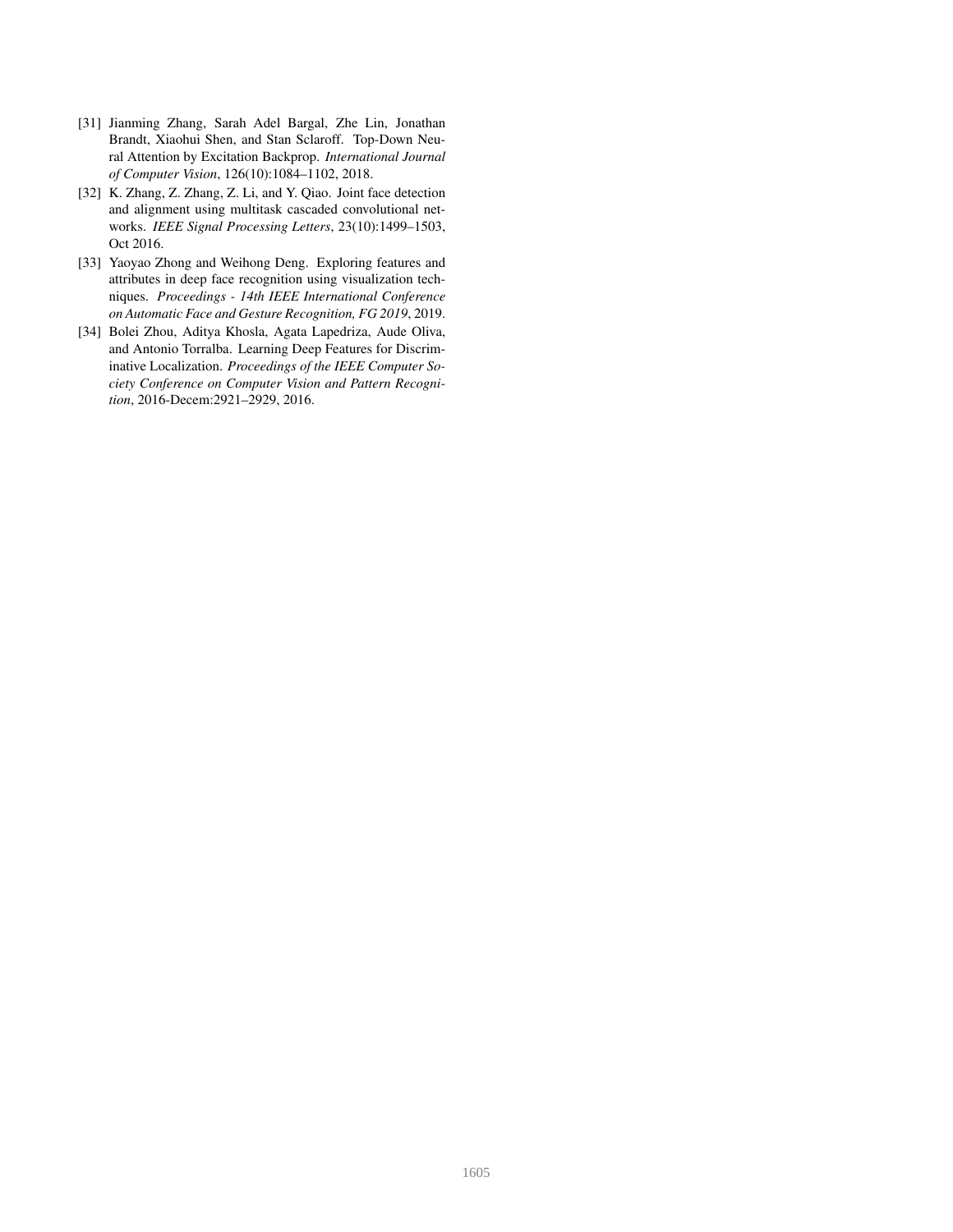[31] Jianming Zhang, Sarah Adel Bargal, Zhe Lin, Jonathan Brandt, Xiaohui Shen, and Stan Sclaroff. Top-Down Neural Attention by Excitation Backprop. *International Journal of Computer Vision*, 126(10):1084–1102, 2018.

[32] K. Zhang, Z. Zhang, Z. Li, and Y. Qiao. Joint face detection and alignment using multitask cascaded convolutional networks. *IEEE Signal Processing Letters*, 23(10):1499–1503, Oct 2016.

[33] Yaoyao Zhong and Weihong Deng. Exploring features and attributes in deep face recognition using visualization techniques. *Proceedings - 14th IEEE International Conference on Automatic Face and Gesture Recognition, FG 2019*, 2019.

[34] Bolei Zhou, Aditya Khosla, Agata Lapedriza, Aude Oliva, and Antonio Torralba. Learning Deep Features for Discriminative Localization. *Proceedings of the IEEE Computer Society Conference on Computer Vision and Pattern Recognition*, 2016-Decem:2921–2929, 2016.